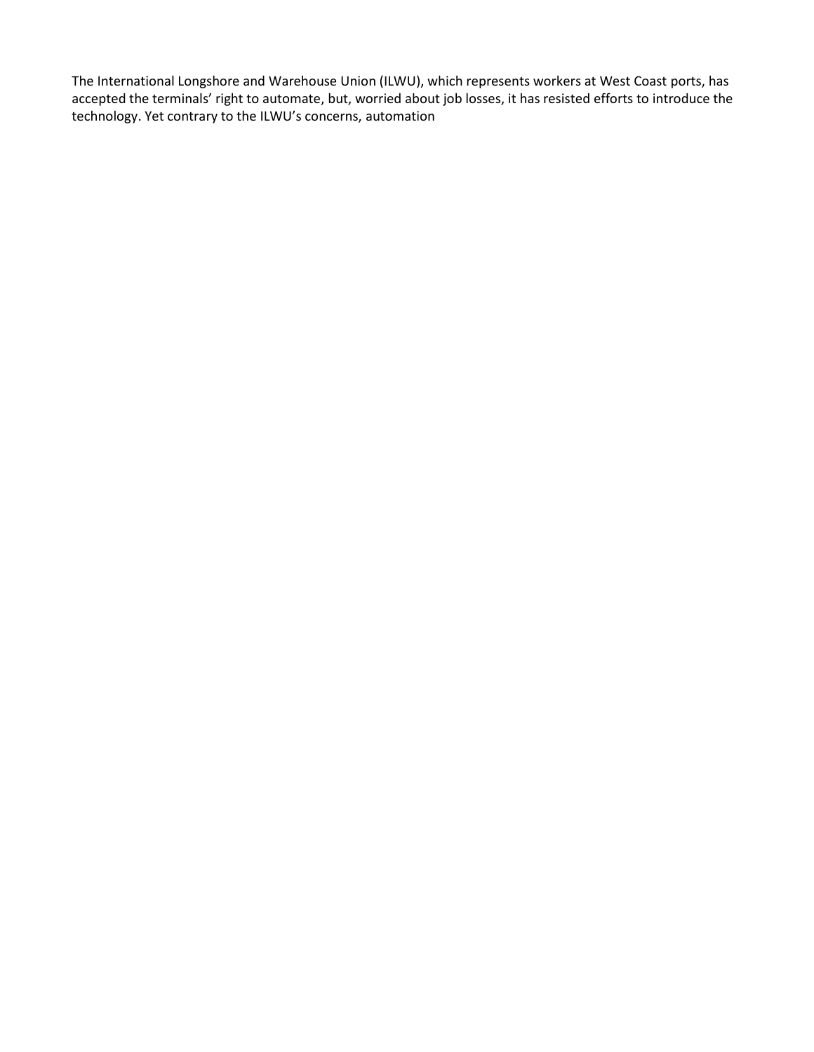The International Longshore and Warehouse Union (ILWU), which represents workers at West Coast ports, has accepted the terminals' right to automate, but, worried about job losses, it has resisted efforts to introduce the technology. Yet contrary to the ILWU's concerns, automation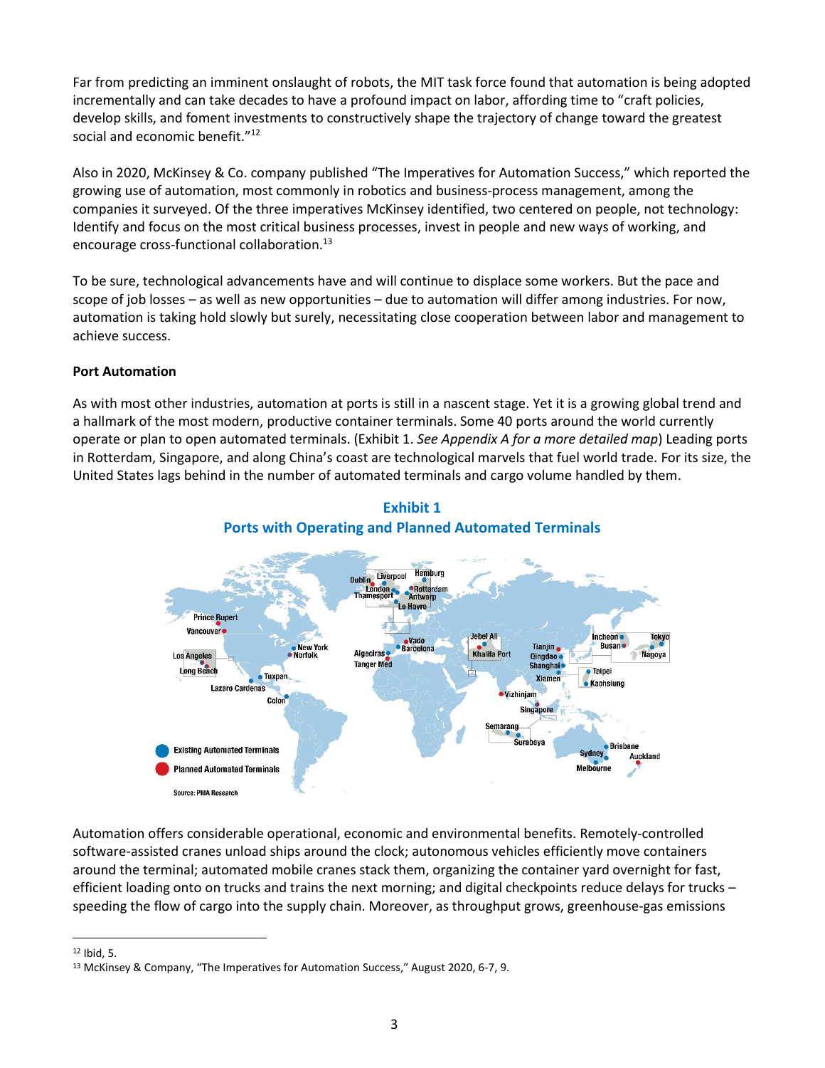Far from predicting an imminent onslaught of robots, the MIT task force found that automation is being adopted incrementally and can take decades to have a profound impact on labor, affording time to "craft policies, develop skills, and foment investments to constructively shape the trajectory of change toward the greatest social and economic benefit."[12]

Also in 2020, McKinsey & Co. company published "The Imperatives for Automation Success," which reported the growing use of automation, most commonly in robotics and business-process management, among the companies it surveyed. Of the three imperatives McKinsey identified, two centered on people, not technology: Identify and focus on the most critical business processes, invest in people and new ways of working, and encourage cross-functional collaboration.[13]

To be sure, technological advancements have and will continue to displace some workers. But the pace and scope of job losses – as well as new opportunities – due to automation will differ among industries. For now, automation is taking hold slowly but surely, necessitating close cooperation between labor and management to achieve success.

**Port Automation**

As with most other industries, automation at ports is still in a nascent stage. Yet it is a growing global trend and a hallmark of the most modern, productive container terminals. Some 40 ports around the world currently operate or plan to open automated terminals. (Exhibit 1. *See Appendix A for a more detailed map*) Leading ports in Rotterdam, Singapore, and along China's coast are technological marvels that fuel world trade. For its size, the United States lags behind in the number of automated terminals and cargo volume handled by them.

**Exhibit 1**
**Ports with Operating and Planned Automated Terminals**

Existing Automated Terminals
Planned Automated Terminals

Source: PMA Research

Automation offers considerable operational, economic and environmental benefits. Remotely-controlled software-assisted cranes unload ships around the clock; autonomous vehicles efficiently move containers around the terminal; automated mobile cranes stack them, organizing the container yard overnight for fast, efficient loading onto on trucks and trains the next morning; and digital checkpoints reduce delays for trucks – speeding the flow of cargo into the supply chain. Moreover, as throughput grows, greenhouse-gas emissions

[12] Ibid, 5.

[13] McKinsey & Company, "The Imperatives for Automation Success," August 2020, 6-7, 9.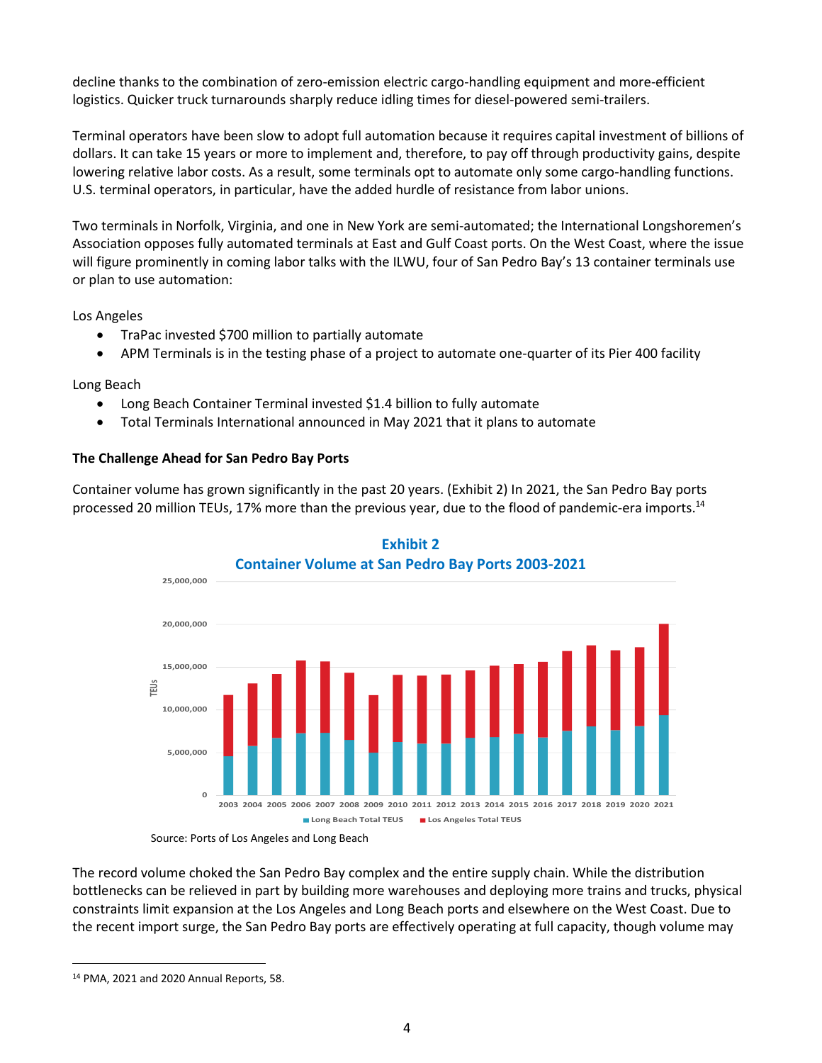decline thanks to the combination of zero-emission electric cargo-handling equipment and more-efficient logistics. Quicker truck turnarounds sharply reduce idling times for diesel-powered semi-trailers.

Terminal operators have been slow to adopt full automation because it requires capital investment of billions of dollars. It can take 15 years or more to implement and, therefore, to pay off through productivity gains, despite lowering relative labor costs. As a result, some terminals opt to automate only some cargo-handling functions. U.S. terminal operators, in particular, have the added hurdle of resistance from labor unions.

Two terminals in Norfolk, Virginia, and one in New York are semi-automated; the International Longshoremen's Association opposes fully automated terminals at East and Gulf Coast ports. On the West Coast, where the issue will figure prominently in coming labor talks with the ILWU, four of San Pedro Bay's 13 container terminals use or plan to use automation:

Los Angeles

- TraPac invested $700 million to partially automate
- APM Terminals is in the testing phase of a project to automate one-quarter of its Pier 400 facility

Long Beach

- Long Beach Container Terminal invested $1.4 billion to fully automate
- Total Terminals International announced in May 2021 that it plans to automate

**The Challenge Ahead for San Pedro Bay Ports**

Container volume has grown significantly in the past 20 years. (Exhibit 2) In 2021, the San Pedro Bay ports processed 20 million TEUs, 17% more than the previous year, due to the flood of pandemic-era imports.[14]

**Exhibit 2**
**Container Volume at San Pedro Bay Ports 2003-2021**

Source: Ports of Los Angeles and Long Beach

The record volume choked the San Pedro Bay complex and the entire supply chain. While the distribution bottlenecks can be relieved in part by building more warehouses and deploying more trains and trucks, physical constraints limit expansion at the Los Angeles and Long Beach ports and elsewhere on the West Coast. Due to the recent import surge, the San Pedro Bay ports are effectively operating at full capacity, though volume may

[14] PMA, 2021 and 2020 Annual Reports, 58.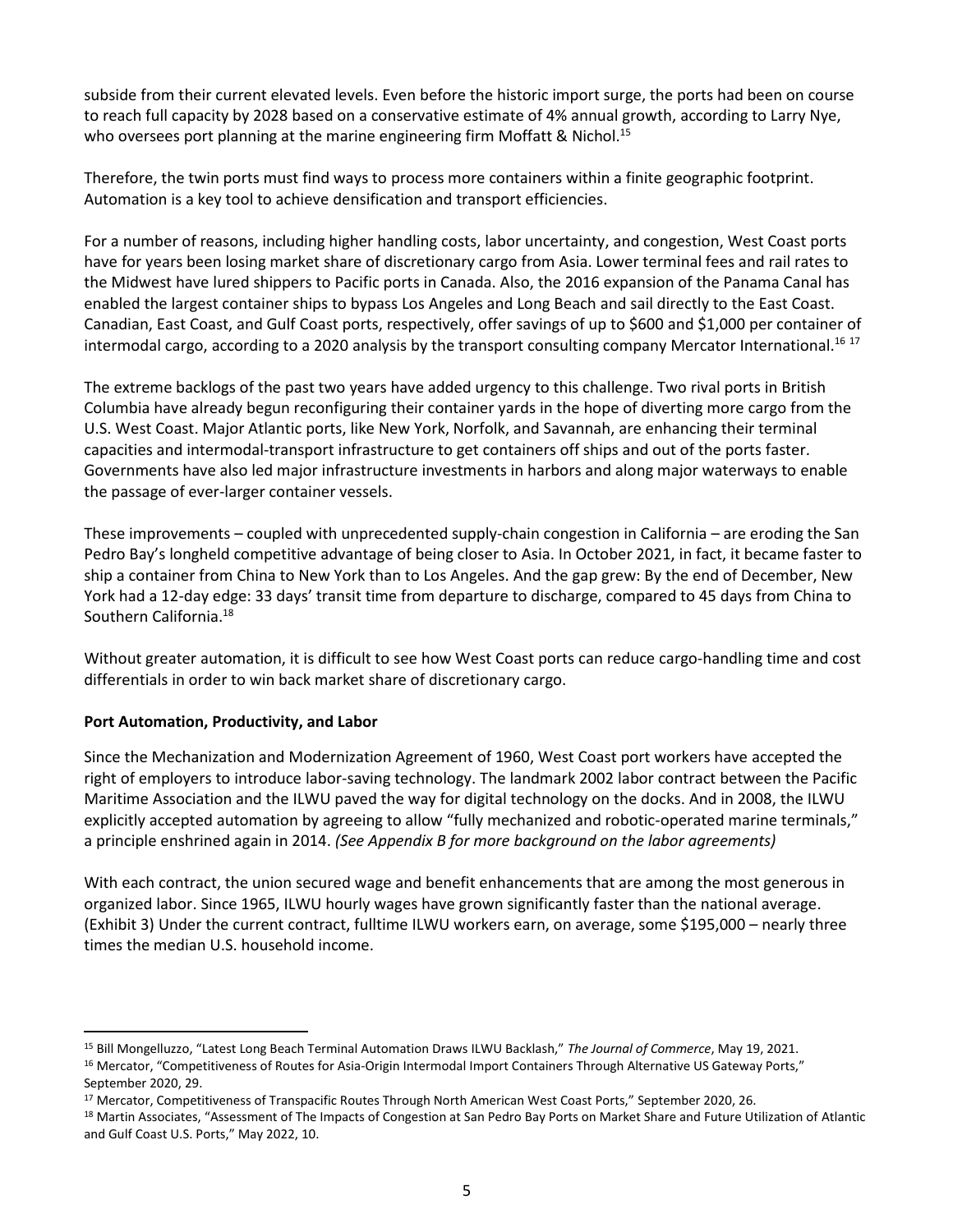subside from their current elevated levels. Even before the historic import surge, the ports had been on course to reach full capacity by 2028 based on a conservative estimate of 4% annual growth, according to Larry Nye, who oversees port planning at the marine engineering firm Moffatt & Nichol.[15]

Therefore, the twin ports must find ways to process more containers within a finite geographic footprint. Automation is a key tool to achieve densification and transport efficiencies.

For a number of reasons, including higher handling costs, labor uncertainty, and congestion, West Coast ports have for years been losing market share of discretionary cargo from Asia. Lower terminal fees and rail rates to the Midwest have lured shippers to Pacific ports in Canada. Also, the 2016 expansion of the Panama Canal has enabled the largest container ships to bypass Los Angeles and Long Beach and sail directly to the East Coast. Canadian, East Coast, and Gulf Coast ports, respectively, offer savings of up to $600 and $1,000 per container of intermodal cargo, according to a 2020 analysis by the transport consulting company Mercator International.[16] [17]

The extreme backlogs of the past two years have added urgency to this challenge. Two rival ports in British Columbia have already begun reconfiguring their container yards in the hope of diverting more cargo from the U.S. West Coast. Major Atlantic ports, like New York, Norfolk, and Savannah, are enhancing their terminal capacities and intermodal-transport infrastructure to get containers off ships and out of the ports faster. Governments have also led major infrastructure investments in harbors and along major waterways to enable the passage of ever-larger container vessels.

These improvements – coupled with unprecedented supply-chain congestion in California – are eroding the San Pedro Bay's longheld competitive advantage of being closer to Asia. In October 2021, in fact, it became faster to ship a container from China to New York than to Los Angeles. And the gap grew: By the end of December, New York had a 12-day edge: 33 days' transit time from departure to discharge, compared to 45 days from China to Southern California.[18]

Without greater automation, it is difficult to see how West Coast ports can reduce cargo-handling time and cost differentials in order to win back market share of discretionary cargo.

**Port Automation, Productivity, and Labor**

Since the Mechanization and Modernization Agreement of 1960, West Coast port workers have accepted the right of employers to introduce labor-saving technology. The landmark 2002 labor contract between the Pacific Maritime Association and the ILWU paved the way for digital technology on the docks. And in 2008, the ILWU explicitly accepted automation by agreeing to allow "fully mechanized and robotic-operated marine terminals," a principle enshrined again in 2014. *(See Appendix B for more background on the labor agreements)*

With each contract, the union secured wage and benefit enhancements that are among the most generous in organized labor. Since 1965, ILWU hourly wages have grown significantly faster than the national average. (Exhibit 3) Under the current contract, fulltime ILWU workers earn, on average, some $195,000 – nearly three times the median U.S. household income.

---

[15] Bill Mongelluzzo, "Latest Long Beach Terminal Automation Draws ILWU Backlash," *The Journal of Commerce*, May 19, 2021.

[16] Mercator, "Competitiveness of Routes for Asia-Origin Intermodal Import Containers Through Alternative US Gateway Ports," September 2020, 29.

[17] Mercator, Competitiveness of Transpacific Routes Through North American West Coast Ports," September 2020, 26.

[18] Martin Associates, "Assessment of The Impacts of Congestion at San Pedro Bay Ports on Market Share and Future Utilization of Atlantic and Gulf Coast U.S. Ports," May 2022, 10.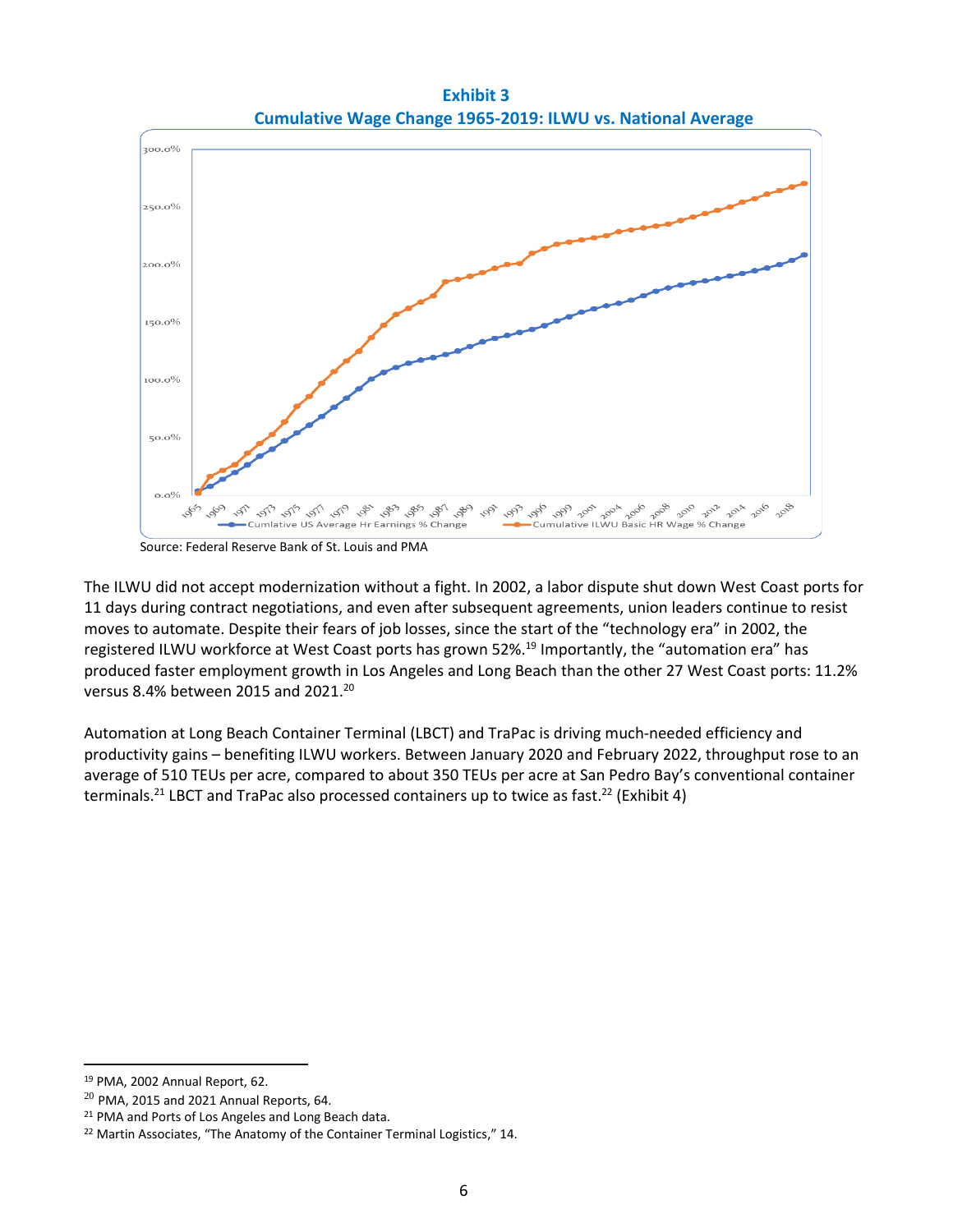**Exhibit 3**
**Cumulative Wage Change 1965-2019: ILWU vs. National Average**

Source: Federal Reserve Bank of St. Louis and PMA

The ILWU did not accept modernization without a fight. In 2002, a labor dispute shut down West Coast ports for 11 days during contract negotiations, and even after subsequent agreements, union leaders continue to resist moves to automate. Despite their fears of job losses, since the start of the "technology era" in 2002, the registered ILWU workforce at West Coast ports has grown 52%.[19] Importantly, the "automation era" has produced faster employment growth in Los Angeles and Long Beach than the other 27 West Coast ports: 11.2% versus 8.4% between 2015 and 2021.[20]

Automation at Long Beach Container Terminal (LBCT) and TraPac is driving much-needed efficiency and productivity gains – benefiting ILWU workers. Between January 2020 and February 2022, throughput rose to an average of 510 TEUs per acre, compared to about 350 TEUs per acre at San Pedro Bay's conventional container terminals.[21] LBCT and TraPac also processed containers up to twice as fast.[22] (Exhibit 4)

---

[19] PMA, 2002 Annual Report, 62.

[20] PMA, 2015 and 2021 Annual Reports, 64.

[21] PMA and Ports of Los Angeles and Long Beach data.

[22] Martin Associates, "The Anatomy of the Container Terminal Logistics," 14.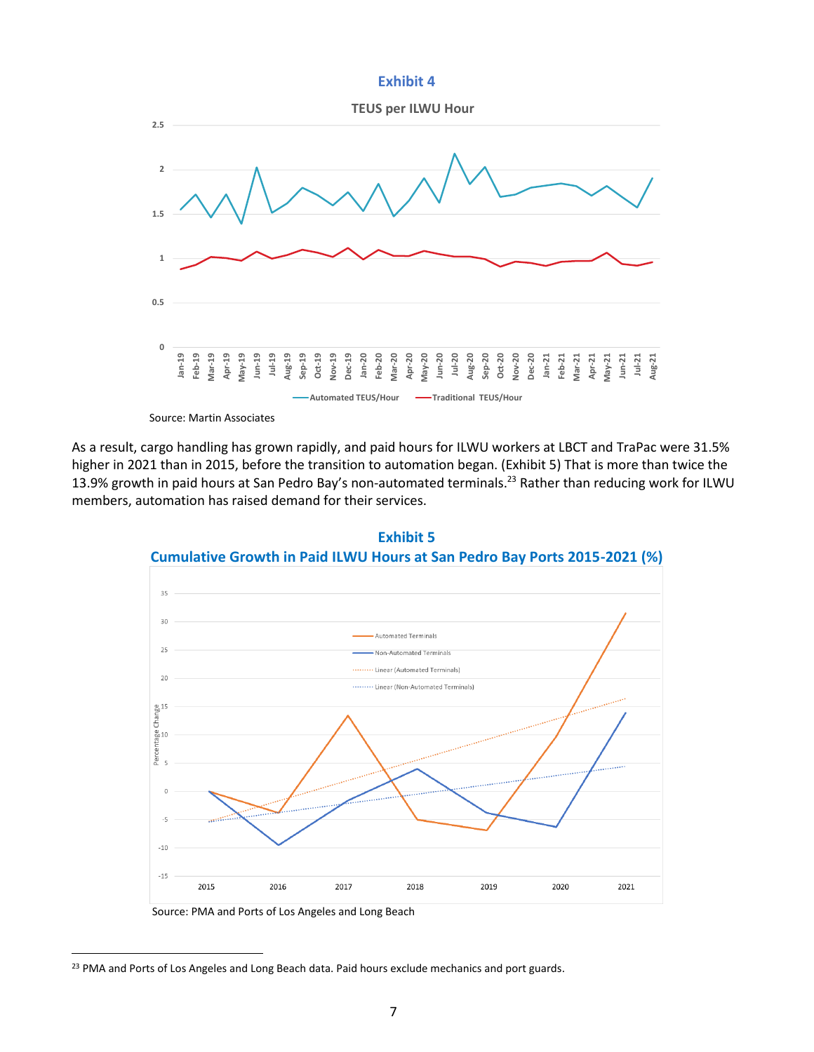**Exhibit 4**

TEUS per ILWU Hour

Source: Martin Associates

As a result, cargo handling has grown rapidly, and paid hours for ILWU workers at LBCT and TraPac were 31.5% higher in 2021 than in 2015, before the transition to automation began. (Exhibit 5) That is more than twice the 13.9% growth in paid hours at San Pedro Bay's non-automated terminals.[23] Rather than reducing work for ILWU members, automation has raised demand for their services.

**Exhibit 5**
**Cumulative Growth in Paid ILWU Hours at San Pedro Bay Ports 2015-2021 (%)**

Source: PMA and Ports of Los Angeles and Long Beach

---

[23] PMA and Ports of Los Angeles and Long Beach data. Paid hours exclude mechanics and port guards.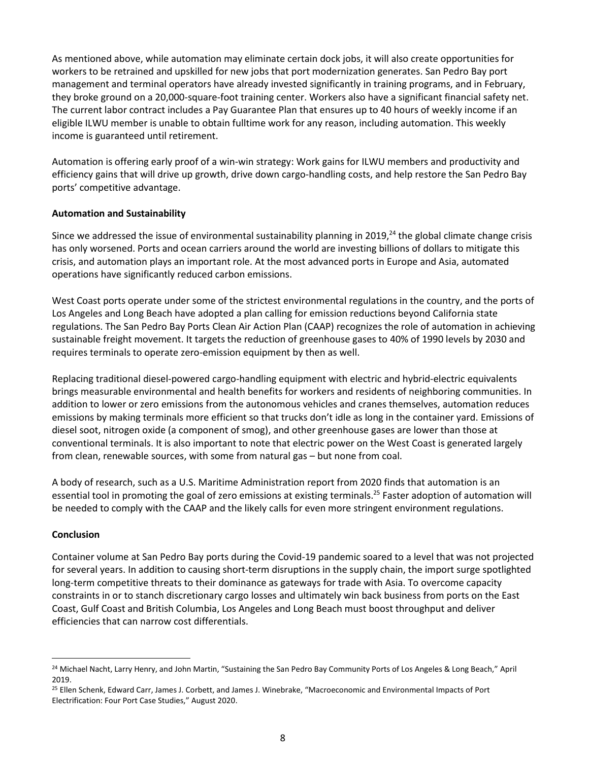As mentioned above, while automation may eliminate certain dock jobs, it will also create opportunities for workers to be retrained and upskilled for new jobs that port modernization generates. San Pedro Bay port management and terminal operators have already invested significantly in training programs, and in February, they broke ground on a 20,000-square-foot training center. Workers also have a significant financial safety net. The current labor contract includes a Pay Guarantee Plan that ensures up to 40 hours of weekly income if an eligible ILWU member is unable to obtain fulltime work for any reason, including automation. This weekly income is guaranteed until retirement.

Automation is offering early proof of a win-win strategy: Work gains for ILWU members and productivity and efficiency gains that will drive up growth, drive down cargo-handling costs, and help restore the San Pedro Bay ports' competitive advantage.

**Automation and Sustainability**

Since we addressed the issue of environmental sustainability planning in 2019,[24] the global climate change crisis has only worsened. Ports and ocean carriers around the world are investing billions of dollars to mitigate this crisis, and automation plays an important role. At the most advanced ports in Europe and Asia, automated operations have significantly reduced carbon emissions.

West Coast ports operate under some of the strictest environmental regulations in the country, and the ports of Los Angeles and Long Beach have adopted a plan calling for emission reductions beyond California state regulations. The San Pedro Bay Ports Clean Air Action Plan (CAAP) recognizes the role of automation in achieving sustainable freight movement. It targets the reduction of greenhouse gases to 40% of 1990 levels by 2030 and requires terminals to operate zero-emission equipment by then as well.

Replacing traditional diesel-powered cargo-handling equipment with electric and hybrid-electric equivalents brings measurable environmental and health benefits for workers and residents of neighboring communities. In addition to lower or zero emissions from the autonomous vehicles and cranes themselves, automation reduces emissions by making terminals more efficient so that trucks don't idle as long in the container yard. Emissions of diesel soot, nitrogen oxide (a component of smog), and other greenhouse gases are lower than those at conventional terminals. It is also important to note that electric power on the West Coast is generated largely from clean, renewable sources, with some from natural gas – but none from coal.

A body of research, such as a U.S. Maritime Administration report from 2020 finds that automation is an essential tool in promoting the goal of zero emissions at existing terminals.[25] Faster adoption of automation will be needed to comply with the CAAP and the likely calls for even more stringent environment regulations.

**Conclusion**

Container volume at San Pedro Bay ports during the Covid-19 pandemic soared to a level that was not projected for several years. In addition to causing short-term disruptions in the supply chain, the import surge spotlighted long-term competitive threats to their dominance as gateways for trade with Asia. To overcome capacity constraints in or to stanch discretionary cargo losses and ultimately win back business from ports on the East Coast, Gulf Coast and British Columbia, Los Angeles and Long Beach must boost throughput and deliver efficiencies that can narrow cost differentials.

---

[24] Michael Nacht, Larry Henry, and John Martin, "Sustaining the San Pedro Bay Community Ports of Los Angeles & Long Beach," April 2019.

[25] Ellen Schenk, Edward Carr, James J. Corbett, and James J. Winebrake, "Macroeconomic and Environmental Impacts of Port Electrification: Four Port Case Studies," August 2020.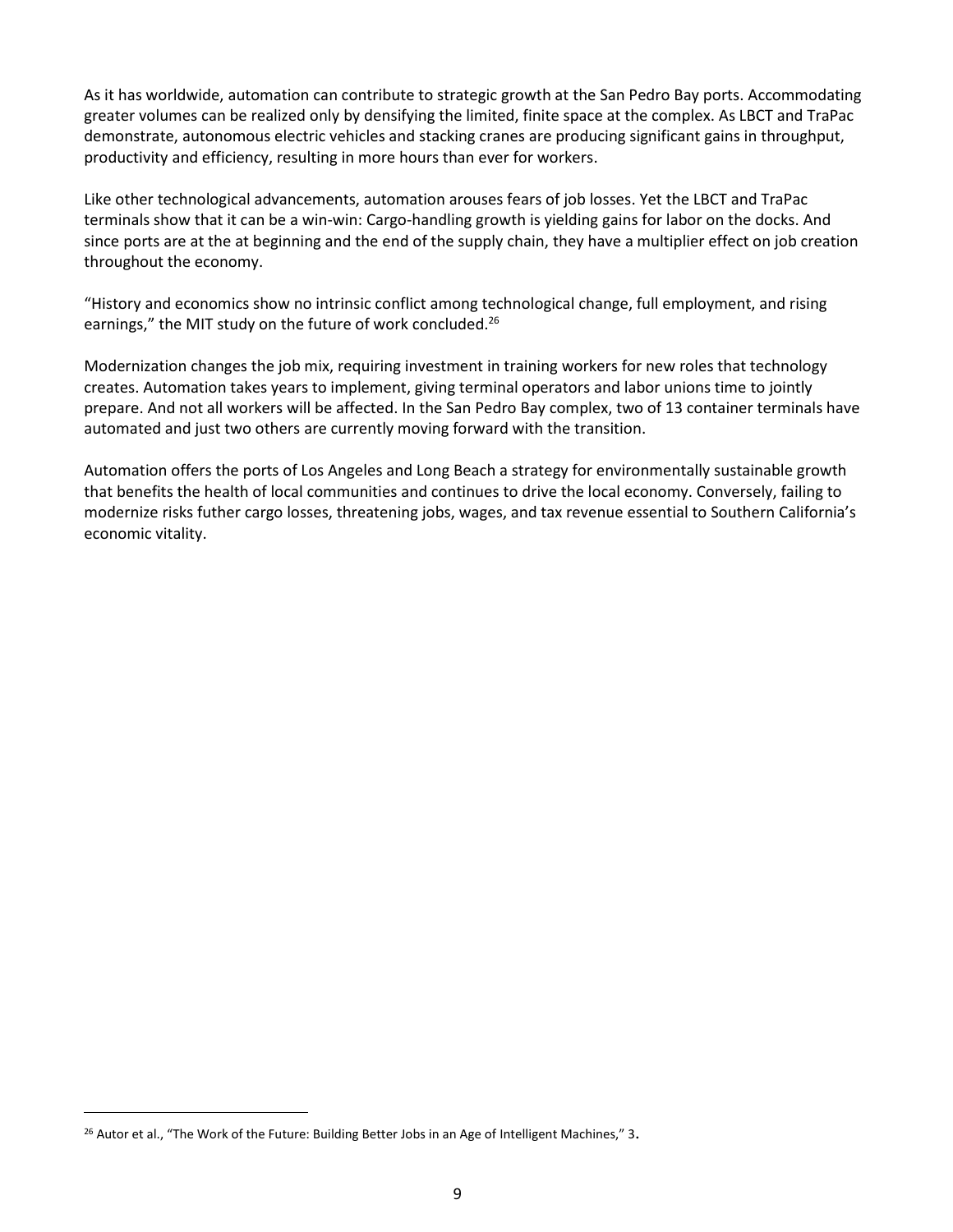As it has worldwide, automation can contribute to strategic growth at the San Pedro Bay ports. Accommodating greater volumes can be realized only by densifying the limited, finite space at the complex. As LBCT and TraPac demonstrate, autonomous electric vehicles and stacking cranes are producing significant gains in throughput, productivity and efficiency, resulting in more hours than ever for workers.

Like other technological advancements, automation arouses fears of job losses. Yet the LBCT and TraPac terminals show that it can be a win-win: Cargo-handling growth is yielding gains for labor on the docks. And since ports are at the at beginning and the end of the supply chain, they have a multiplier effect on job creation throughout the economy.

"History and economics show no intrinsic conflict among technological change, full employment, and rising earnings," the MIT study on the future of work concluded.[26]

Modernization changes the job mix, requiring investment in training workers for new roles that technology creates. Automation takes years to implement, giving terminal operators and labor unions time to jointly prepare. And not all workers will be affected. In the San Pedro Bay complex, two of 13 container terminals have automated and just two others are currently moving forward with the transition.

Automation offers the ports of Los Angeles and Long Beach a strategy for environmentally sustainable growth that benefits the health of local communities and continues to drive the local economy. Conversely, failing to modernize risks futher cargo losses, threatening jobs, wages, and tax revenue essential to Southern California's economic vitality.

---

[26] Autor et al., "The Work of the Future: Building Better Jobs in an Age of Intelligent Machines," 3.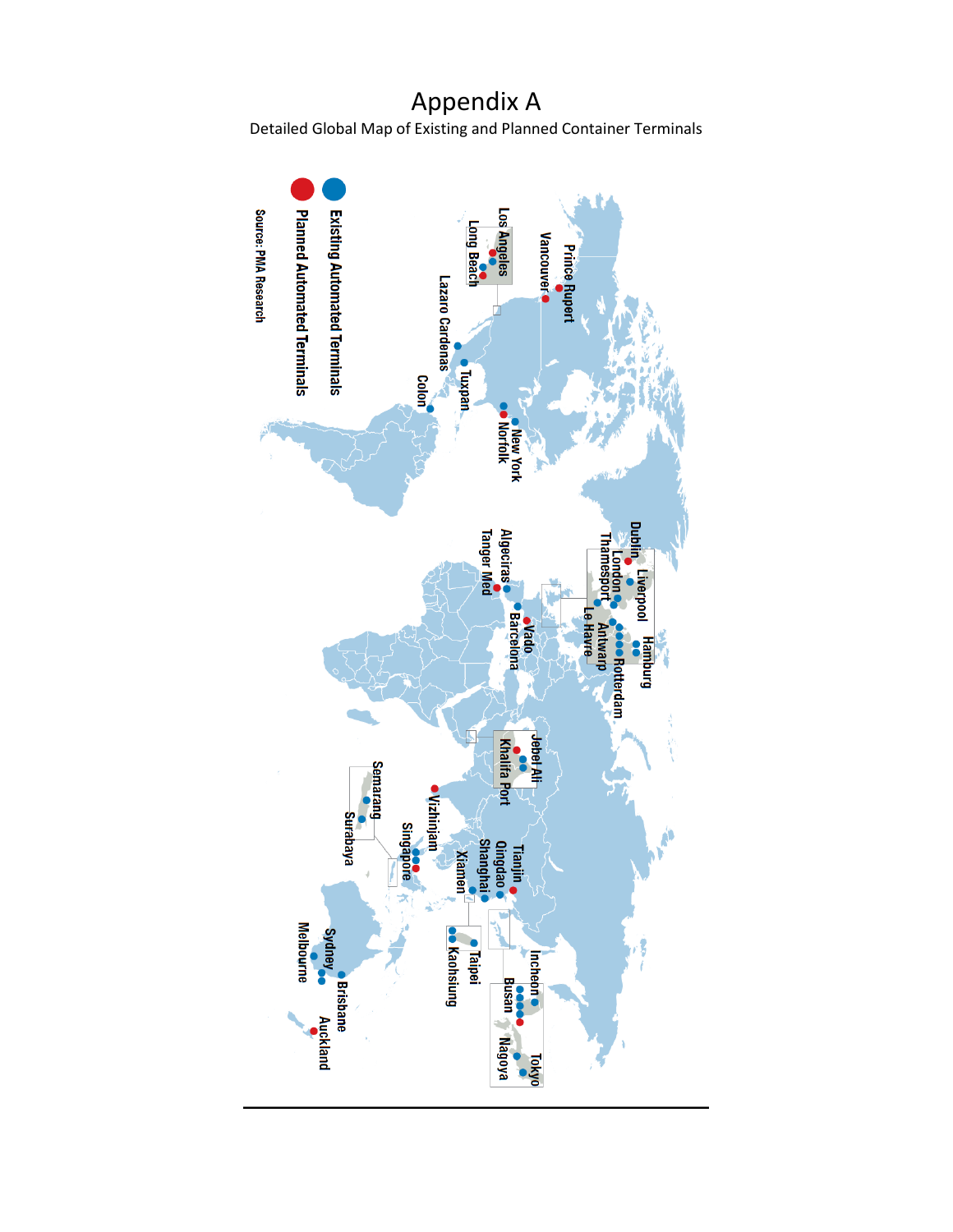# Appendix A

Detailed Global Map of Existing and Planned Container Terminals

Existing Automated Terminals

Planned Automated Terminals

Source: PMA Research

Prince Rupert, Vancouver, Los Angeles, Long Beach, Lazaro Cardenas, Tuxpan, Colon, Norfolk, New York, Dublin, Liverpool, London, Thamesport, Hamburg, Rotterdam, Antwerp, Le Havre, Algeciras, Tanger Med, Barcelona, Vado, Jebel Ali, Khalifa Port, Vizhinjam, Singapore, Semarang, Surabaya, Tianjin, Qingdao, Shanghai, Xiamen, Taipei, Kaohsiung, Incheon, Busan, Tokyo, Nagoya, Sydney, Brisbane, Melbourne, Auckland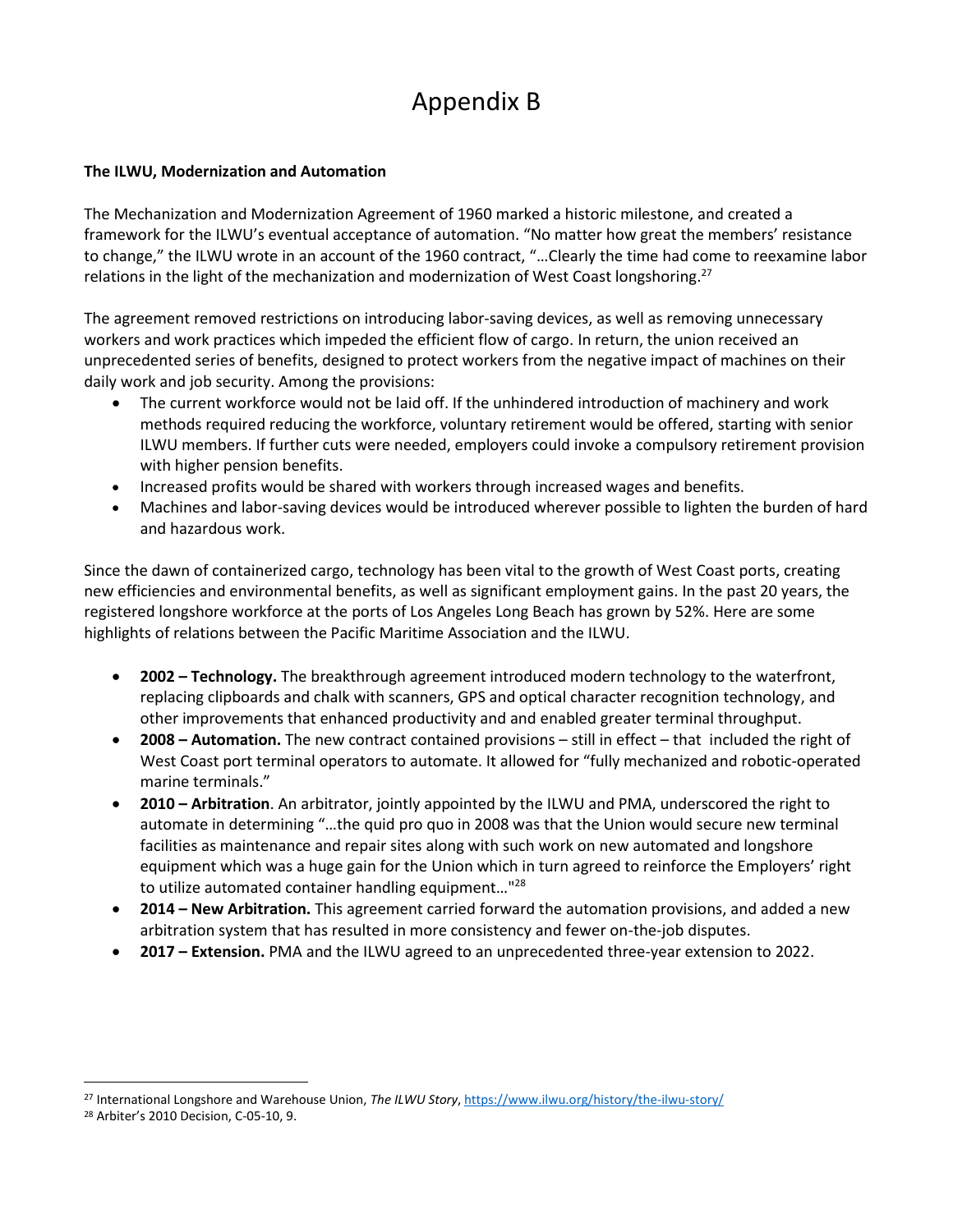# Appendix B

**The ILWU, Modernization and Automation**

The Mechanization and Modernization Agreement of 1960 marked a historic milestone, and created a framework for the ILWU's eventual acceptance of automation. "No matter how great the members' resistance to change," the ILWU wrote in an account of the 1960 contract, "…Clearly the time had come to reexamine labor relations in the light of the mechanization and modernization of West Coast longshoring.[27]

The agreement removed restrictions on introducing labor-saving devices, as well as removing unnecessary workers and work practices which impeded the efficient flow of cargo. In return, the union received an unprecedented series of benefits, designed to protect workers from the negative impact of machines on their daily work and job security. Among the provisions:

- The current workforce would not be laid off. If the unhindered introduction of machinery and work methods required reducing the workforce, voluntary retirement would be offered, starting with senior ILWU members. If further cuts were needed, employers could invoke a compulsory retirement provision with higher pension benefits.
- Increased profits would be shared with workers through increased wages and benefits.
- Machines and labor-saving devices would be introduced wherever possible to lighten the burden of hard and hazardous work.

Since the dawn of containerized cargo, technology has been vital to the growth of West Coast ports, creating new efficiencies and environmental benefits, as well as significant employment gains. In the past 20 years, the registered longshore workforce at the ports of Los Angeles Long Beach has grown by 52%. Here are some highlights of relations between the Pacific Maritime Association and the ILWU.

- **2002 – Technology.** The breakthrough agreement introduced modern technology to the waterfront, replacing clipboards and chalk with scanners, GPS and optical character recognition technology, and other improvements that enhanced productivity and and enabled greater terminal throughput.
- **2008 – Automation.** The new contract contained provisions – still in effect – that included the right of West Coast port terminal operators to automate. It allowed for "fully mechanized and robotic-operated marine terminals."
- **2010 – Arbitration**. An arbitrator, jointly appointed by the ILWU and PMA, underscored the right to automate in determining "…the quid pro quo in 2008 was that the Union would secure new terminal facilities as maintenance and repair sites along with such work on new automated and longshore equipment which was a huge gain for the Union which in turn agreed to reinforce the Employers' right to utilize automated container handling equipment…"[28]
- **2014 – New Arbitration.** This agreement carried forward the automation provisions, and added a new arbitration system that has resulted in more consistency and fewer on-the-job disputes.
- **2017 – Extension.** PMA and the ILWU agreed to an unprecedented three-year extension to 2022.

---

[27] International Longshore and Warehouse Union, *The ILWU Story*, https://www.ilwu.org/history/the-ilwu-story/

[28] Arbiter's 2010 Decision, C-05-10, 9.